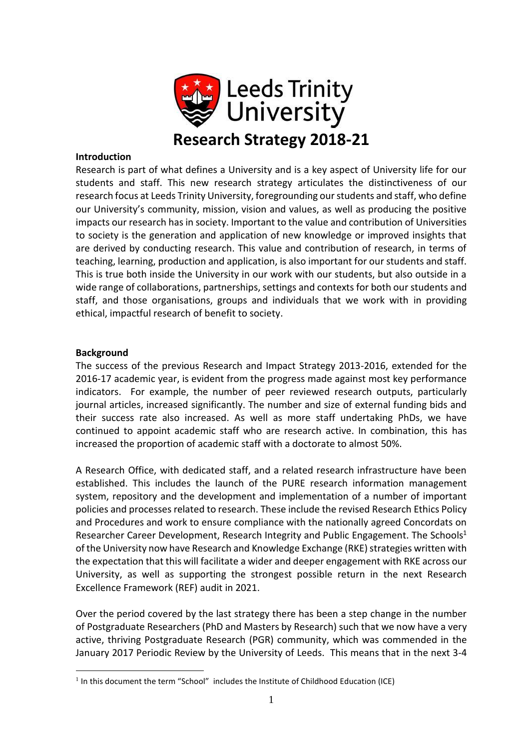# Research Strategy 2018-21

**Introduction**

Research is part of what defines a University and is a key aspect of University life for our students and staff. This new research strategy articulates the distinctiveness of our research focus at Leeds Trinity University, foregrounding our students and staff, who define our University's community, mission, vision and values, as well as producing the positive impacts our research has in society. Important to the value and contribution of Universities to society is the generation and application of new knowledge or improved insights that are derived by conducting research. This value and contribution of research, in terms of teaching, learning, production and application, is also important for our students and staff. This is true both inside the University in our work with our students, but also outside in a wide range of collaborations, partnerships, settings and contexts for both our students and staff, and those organisations, groups and individuals that we work with in providing ethical, impactful research of benefit to society.

**Background**

The success of the previous Research and Impact Strategy 2013-2016, extended for the 2016-17 academic year, is evident from the progress made against most key performance indicators. For example, the number of peer reviewed research outputs, particularly journal articles, increased significantly. The number and size of external funding bids and their success rate also increased. As well as more staff undertaking PhDs, we have continued to appoint academic staff who are research active. In combination, this has increased the proportion of academic staff with a doctorate to almost 50%.

A Research Office, with dedicated staff, and a related research infrastructure have been established. This includes the launch of the PURE research information management system, repository and the development and implementation of a number of important policies and processes related to research. These include the revised Research Ethics Policy and Procedures and work to ensure compliance with the nationally agreed Concordats on Researcher Career Development, Research Integrity and Public Engagement. The Schools[1] of the University now have Research and Knowledge Exchange (RKE) strategies written with the expectation that this will facilitate a wider and deeper engagement with RKE across our University, as well as supporting the strongest possible return in the next Research Excellence Framework (REF) audit in 2021.

Over the period covered by the last strategy there has been a step change in the number of Postgraduate Researchers (PhD and Masters by Research) such that we now have a very active, thriving Postgraduate Research (PGR) community, which was commended in the January 2017 Periodic Review by the University of Leeds. This means that in the next 3-4

[1] In this document the term "School" includes the Institute of Childhood Education (ICE)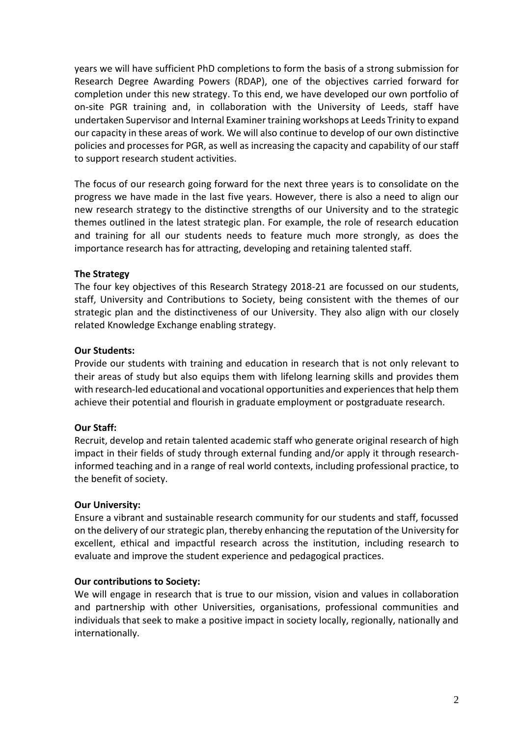years we will have sufficient PhD completions to form the basis of a strong submission for Research Degree Awarding Powers (RDAP), one of the objectives carried forward for completion under this new strategy. To this end, we have developed our own portfolio of on-site PGR training and, in collaboration with the University of Leeds, staff have undertaken Supervisor and Internal Examiner training workshops at Leeds Trinity to expand our capacity in these areas of work. We will also continue to develop of our own distinctive policies and processes for PGR, as well as increasing the capacity and capability of our staff to support research student activities.

The focus of our research going forward for the next three years is to consolidate on the progress we have made in the last five years. However, there is also a need to align our new research strategy to the distinctive strengths of our University and to the strategic themes outlined in the latest strategic plan. For example, the role of research education and training for all our students needs to feature much more strongly, as does the importance research has for attracting, developing and retaining talented staff.

**The Strategy**

The four key objectives of this Research Strategy 2018-21 are focussed on our students, staff, University and Contributions to Society, being consistent with the themes of our strategic plan and the distinctiveness of our University. They also align with our closely related Knowledge Exchange enabling strategy.

**Our Students:**

Provide our students with training and education in research that is not only relevant to their areas of study but also equips them with lifelong learning skills and provides them with research-led educational and vocational opportunities and experiences that help them achieve their potential and flourish in graduate employment or postgraduate research.

**Our Staff:**

Recruit, develop and retain talented academic staff who generate original research of high impact in their fields of study through external funding and/or apply it through research-informed teaching and in a range of real world contexts, including professional practice, to the benefit of society.

**Our University:**

Ensure a vibrant and sustainable research community for our students and staff, focussed on the delivery of our strategic plan, thereby enhancing the reputation of the University for excellent, ethical and impactful research across the institution, including research to evaluate and improve the student experience and pedagogical practices.

**Our contributions to Society:**

We will engage in research that is true to our mission, vision and values in collaboration and partnership with other Universities, organisations, professional communities and individuals that seek to make a positive impact in society locally, regionally, nationally and internationally.